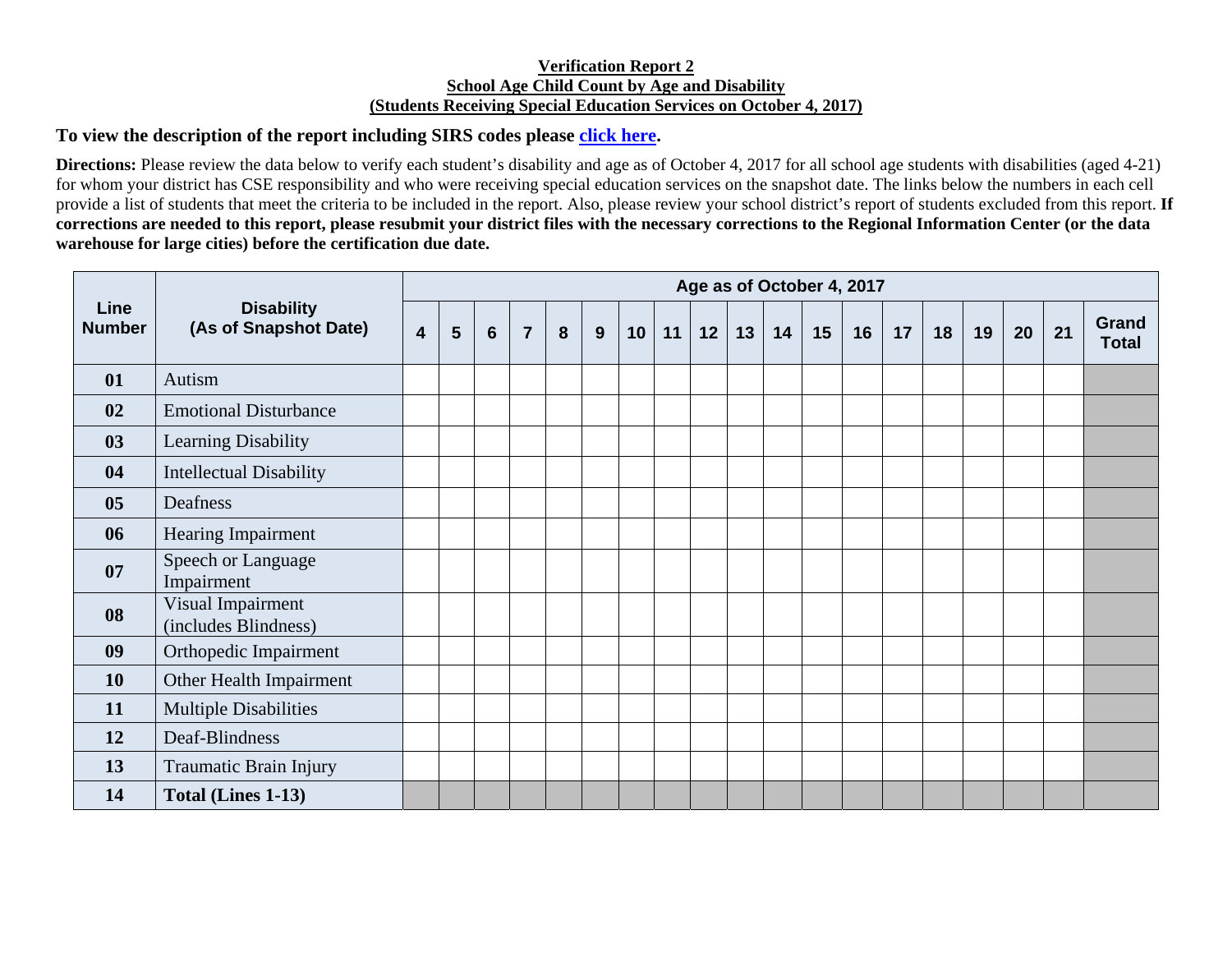**Verification Report 2**
**School Age Child Count by Age and Disability**
**(Students Receiving Special Education Services on October 4, 2017)**

**To view the description of the report including SIRS codes please click here.**

**Directions:** Please review the data below to verify each student's disability and age as of October 4, 2017 for all school age students with disabilities (aged 4-21) for whom your district has CSE responsibility and who were receiving special education services on the snapshot date. The links below the numbers in each cell provide a list of students that meet the criteria to be included in the report. Also, please review your school district's report of students excluded from this report. **If corrections are needed to this report, please resubmit your district files with the necessary corrections to the Regional Information Center (or the data warehouse for large cities) before the certification due date.**

| Line Number | Disability (As of Snapshot Date) | Age as of October 4, 2017 | | | | | | | | | | | | | | | | | | |
|---|---|---|---|---|---|---|---|---|---|---|---|---|---|---|---|---|---|---|---|---|
| | | 4 | 5 | 6 | 7 | 8 | 9 | 10 | 11 | 12 | 13 | 14 | 15 | 16 | 17 | 18 | 19 | 20 | 21 | Grand Total |
| 01 | Autism | | | | | | | | | | | | | | | | | | | |
| 02 | Emotional Disturbance | | | | | | | | | | | | | | | | | | | |
| 03 | Learning Disability | | | | | | | | | | | | | | | | | | | |
| 04 | Intellectual Disability | | | | | | | | | | | | | | | | | | | |
| 05 | Deafness | | | | | | | | | | | | | | | | | | | |
| 06 | Hearing Impairment | | | | | | | | | | | | | | | | | | | |
| 07 | Speech or Language Impairment | | | | | | | | | | | | | | | | | | | |
| 08 | Visual Impairment (includes Blindness) | | | | | | | | | | | | | | | | | | | |
| 09 | Orthopedic Impairment | | | | | | | | | | | | | | | | | | | |
| 10 | Other Health Impairment | | | | | | | | | | | | | | | | | | | |
| 11 | Multiple Disabilities | | | | | | | | | | | | | | | | | | | |
| 12 | Deaf-Blindness | | | | | | | | | | | | | | | | | | | |
| 13 | Traumatic Brain Injury | | | | | | | | | | | | | | | | | | | |
| 14 | **Total (Lines 1-13)** | | | | | | | | | | | | | | | | | | | |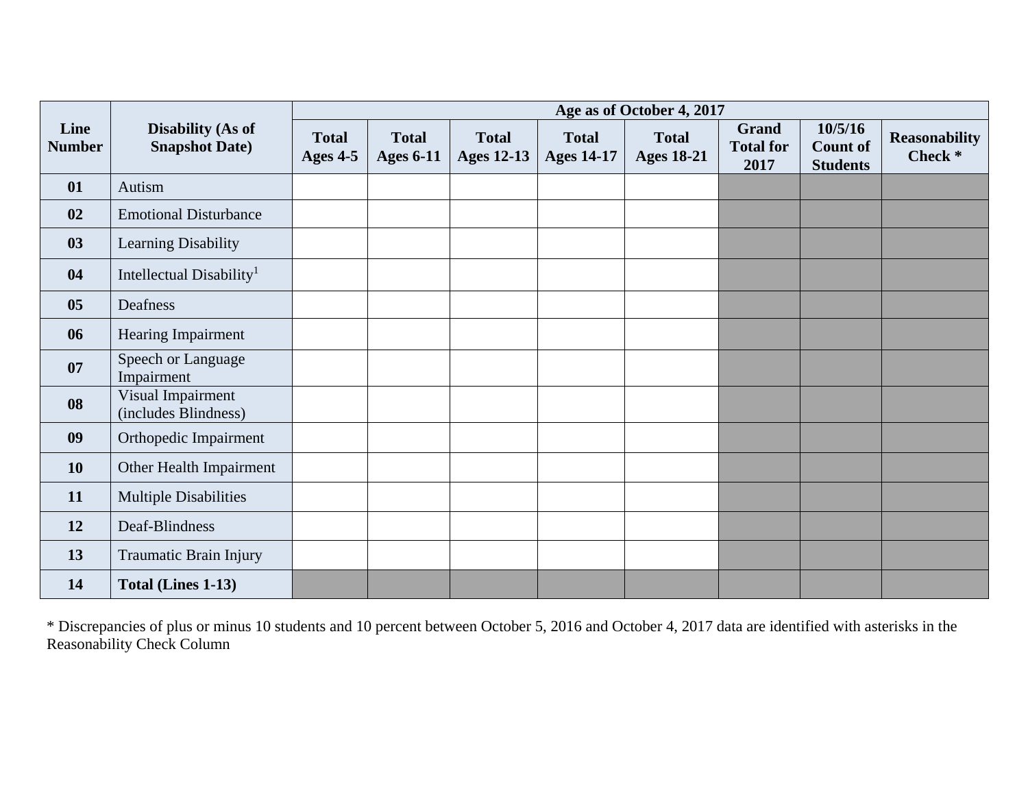| Line Number | Disability (As of Snapshot Date) | Age as of October 4, 2017 | | | | | | | |
|---|---|---|---|---|---|---|---|---|---|
| | | Total Ages 4-5 | Total Ages 6-11 | Total Ages 12-13 | Total Ages 14-17 | Total Ages 18-21 | Grand Total for 2017 | 10/5/16 Count of Students | Reasonability Check * |
| 01 | Autism | | | | | | | | |
| 02 | Emotional Disturbance | | | | | | | | |
| 03 | Learning Disability | | | | | | | | |
| 04 | Intellectual Disability[1] | | | | | | | | |
| 05 | Deafness | | | | | | | | |
| 06 | Hearing Impairment | | | | | | | | |
| 07 | Speech or Language Impairment | | | | | | | | |
| 08 | Visual Impairment (includes Blindness) | | | | | | | | |
| 09 | Orthopedic Impairment | | | | | | | | |
| 10 | Other Health Impairment | | | | | | | | |
| 11 | Multiple Disabilities | | | | | | | | |
| 12 | Deaf-Blindness | | | | | | | | |
| 13 | Traumatic Brain Injury | | | | | | | | |
| 14 | **Total (Lines 1-13)** | | | | | | | | |

* Discrepancies of plus or minus 10 students and 10 percent between October 5, 2016 and October 4, 2017 data are identified with asterisks in the Reasonability Check Column